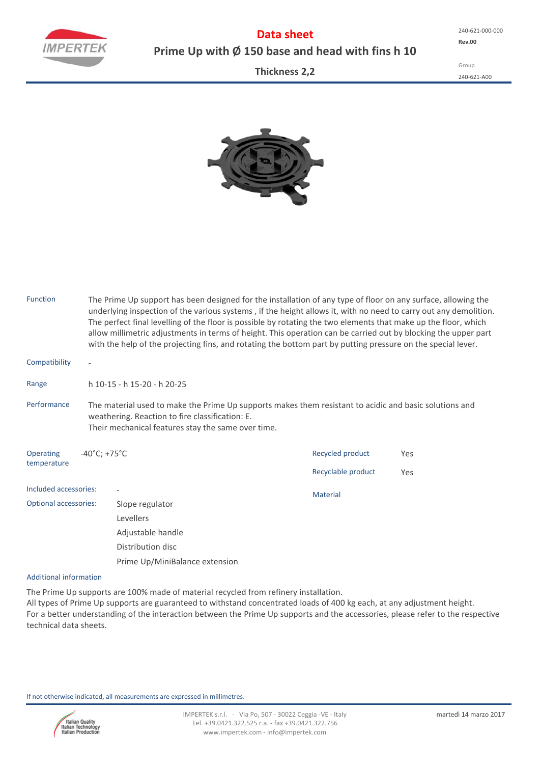# Data sheet

## Prime Up with Ø 150 base and head with fins h 10

**Thickness 2,2**

240-621-000-000
**Rev.00**

Group
240-621-A00

**Function**
The Prime Up support has been designed for the installation of any type of floor on any surface, allowing the underlying inspection of the various systems , if the height allows it, with no need to carry out any demolition. The perfect final levelling of the floor is possible by rotating the two elements that make up the floor, which allow millimetric adjustments in terms of height. This operation can be carried out by blocking the upper part with the help of the projecting fins, and rotating the bottom part by putting pressure on the special lever.

**Compatibility**
-

**Range**
h 10-15 - h 15-20 - h 20-25

**Performance**
The material used to make the Prime Up supports makes them resistant to acidic and basic solutions and weathering. Reaction to fire classification: E.
Their mechanical features stay the same over time.

**Operating temperature**
-40°C; +75°C

**Recycled product**
Yes

**Recyclable product**
Yes

**Material**

**Included accessories:**
-

**Optional accessories:**
- Slope regulator
- Levellers
- Adjustable handle
- Distribution disc
- Prime Up/MiniBalance extension

**Additional information**

The Prime Up supports are 100% made of material recycled from refinery installation.
All types of Prime Up supports are guaranteed to withstand concentrated loads of 400 kg each, at any adjustment height.
For a better understanding of the interaction between the Prime Up supports and the accessories, please refer to the respective technical data sheets.

If not otherwise indicated, all measurements are expressed in millimetres.

IMPERTEK s.r.l. - Via Po, 507 - 30022 Ceggia -VE - Italy
Tel. +39.0421.322.525 r.a. - fax +39.0421.322.756
www.impertek.com - info@impertek.com

martedì 14 marzo 2017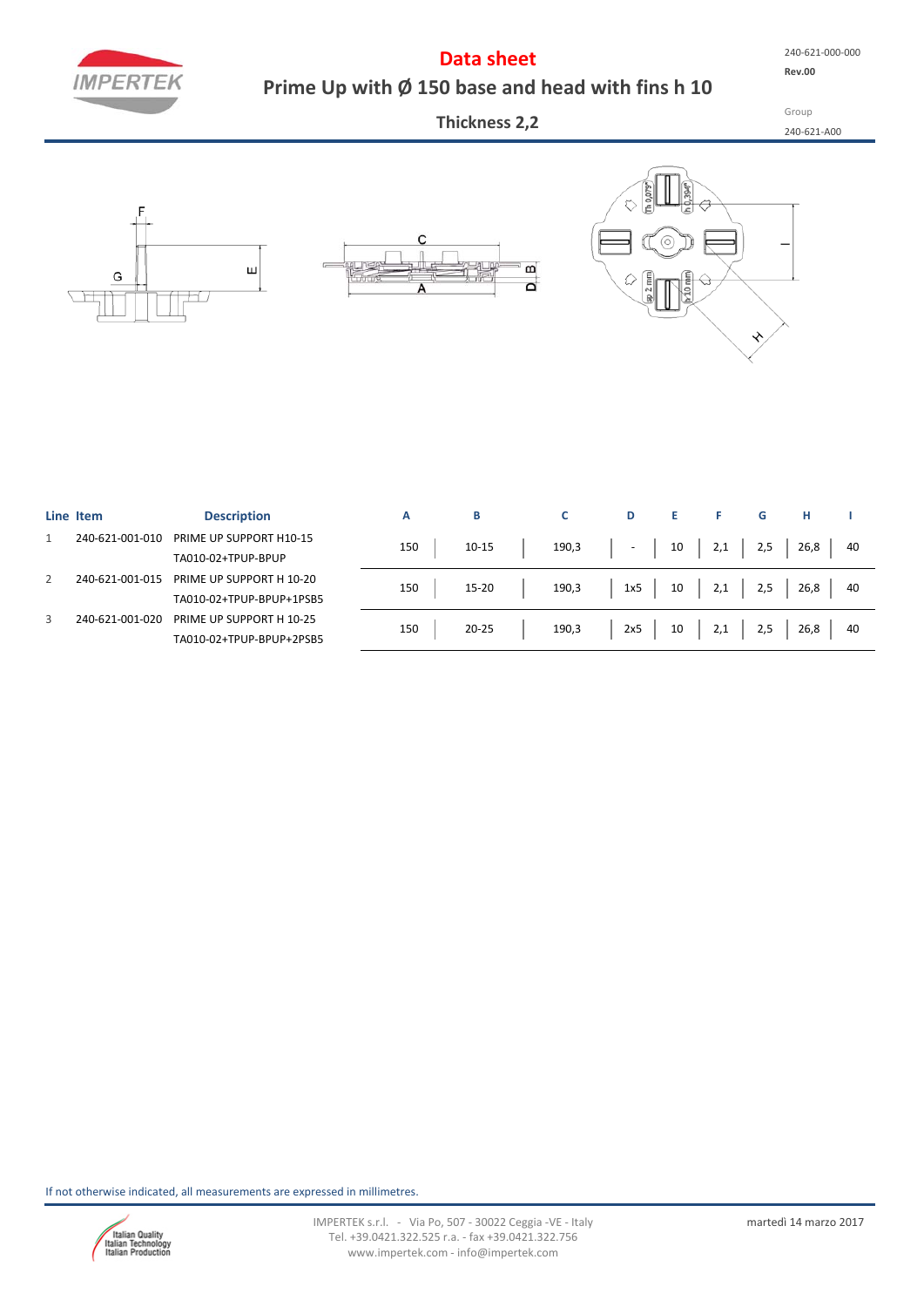# Data sheet

## Prime Up with Ø 150 base and head with fins h 10

### Thickness 2,2

240-621-000-000
**Rev.00**

Group
240-621-A00

F
G
E
C
B
D
A
I
H

| Line | Item | Description | A | B | C | D | E | F | G | H | I |
|---|---|---|---|---|---|---|---|---|---|---|---|
| 1 | 240-621-001-010 | PRIME UP SUPPORT H10-15 TA010-02+TPUP-BPUP | 150 | 10-15 | 190,3 | - | 10 | 2,1 | 2,5 | 26,8 | 40 |
| 2 | 240-621-001-015 | PRIME UP SUPPORT H 10-20 TA010-02+TPUP-BPUP+1PSB5 | 150 | 15-20 | 190,3 | 1x5 | 10 | 2,1 | 2,5 | 26,8 | 40 |
| 3 | 240-621-001-020 | PRIME UP SUPPORT H 10-25 TA010-02+TPUP-BPUP+2PSB5 | 150 | 20-25 | 190,3 | 2x5 | 10 | 2,1 | 2,5 | 26,8 | 40 |

If not otherwise indicated, all measurements are expressed in millimetres.

IMPERTEK s.r.l. - Via Po, 507 - 30022 Ceggia -VE - Italy
Tel. +39.0421.322.525 r.a. - fax +39.0421.322.756
www.impertek.com - info@impertek.com

martedì 14 marzo 2017